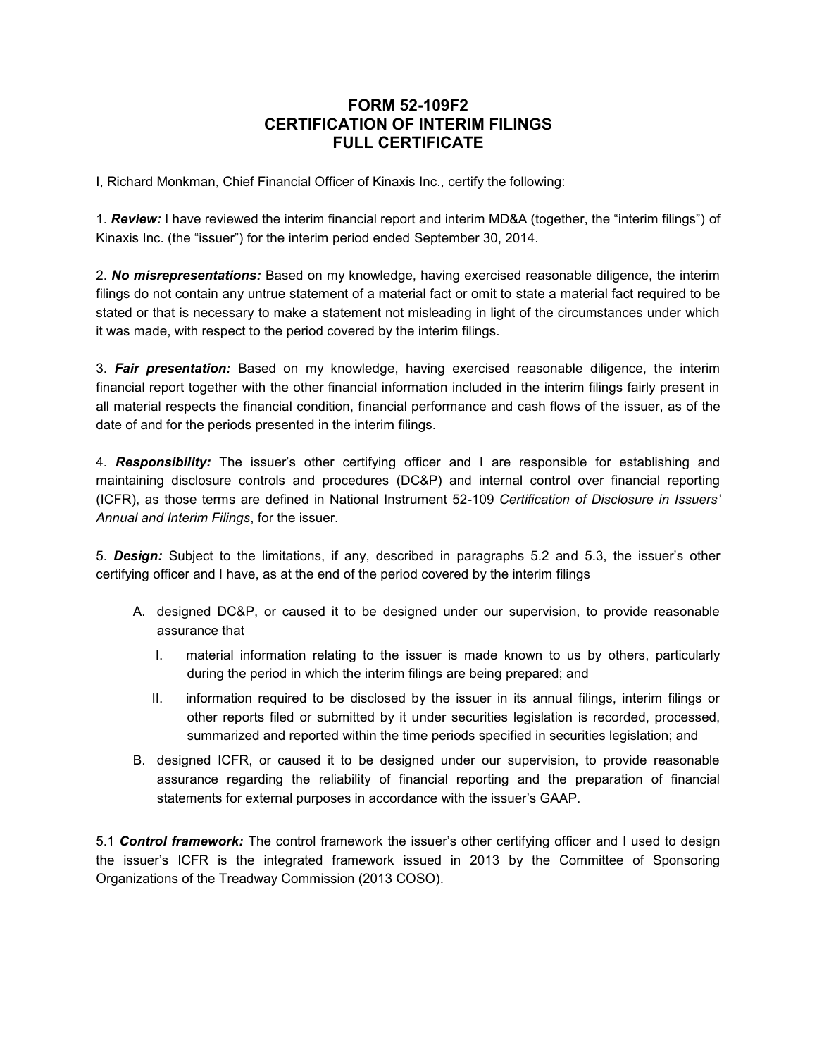# FORM 52-109F2
# CERTIFICATION OF INTERIM FILINGS
# FULL CERTIFICATE

I, Richard Monkman, Chief Financial Officer of Kinaxis Inc., certify the following:

1. ***Review:*** I have reviewed the interim financial report and interim MD&A (together, the "interim filings") of Kinaxis Inc. (the "issuer") for the interim period ended September 30, 2014.

2. ***No misrepresentations:*** Based on my knowledge, having exercised reasonable diligence, the interim filings do not contain any untrue statement of a material fact or omit to state a material fact required to be stated or that is necessary to make a statement not misleading in light of the circumstances under which it was made, with respect to the period covered by the interim filings.

3. ***Fair presentation:*** Based on my knowledge, having exercised reasonable diligence, the interim financial report together with the other financial information included in the interim filings fairly present in all material respects the financial condition, financial performance and cash flows of the issuer, as of the date of and for the periods presented in the interim filings.

4. ***Responsibility:*** The issuer's other certifying officer and I are responsible for establishing and maintaining disclosure controls and procedures (DC&P) and internal control over financial reporting (ICFR), as those terms are defined in National Instrument 52-109 *Certification of Disclosure in Issuers' Annual and Interim Filings*, for the issuer.

5. ***Design:*** Subject to the limitations, if any, described in paragraphs 5.2 and 5.3, the issuer's other certifying officer and I have, as at the end of the period covered by the interim filings

   A. designed DC&P, or caused it to be designed under our supervision, to provide reasonable assurance that

      I. material information relating to the issuer is made known to us by others, particularly during the period in which the interim filings are being prepared; and

      II. information required to be disclosed by the issuer in its annual filings, interim filings or other reports filed or submitted by it under securities legislation is recorded, processed, summarized and reported within the time periods specified in securities legislation; and

   B. designed ICFR, or caused it to be designed under our supervision, to provide reasonable assurance regarding the reliability of financial reporting and the preparation of financial statements for external purposes in accordance with the issuer's GAAP.

5.1 ***Control framework:*** The control framework the issuer's other certifying officer and I used to design the issuer's ICFR is the integrated framework issued in 2013 by the Committee of Sponsoring Organizations of the Treadway Commission (2013 COSO).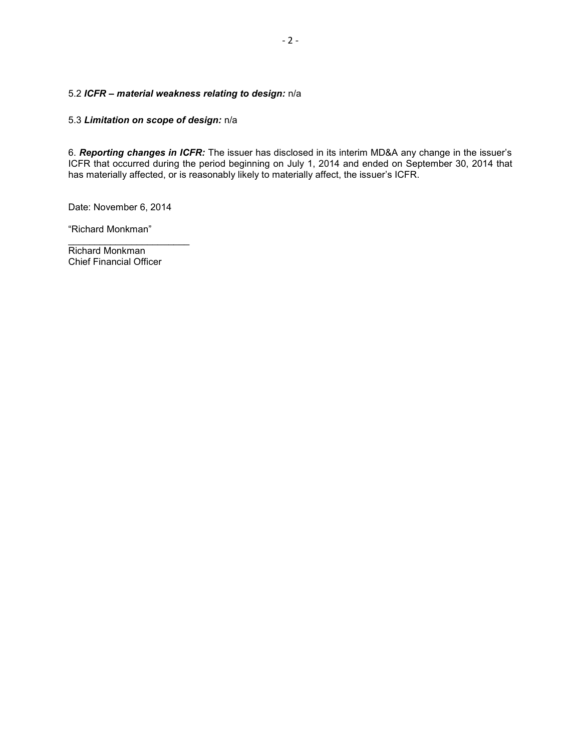5.2 ***ICFR – material weakness relating to design:*** n/a

5.3 ***Limitation on scope of design:*** n/a

6. ***Reporting changes in ICFR:*** The issuer has disclosed in its interim MD&A any change in the issuer's ICFR that occurred during the period beginning on July 1, 2014 and ended on September 30, 2014 that has materially affected, or is reasonably likely to materially affect, the issuer's ICFR.

Date: November 6, 2014

"Richard Monkman"

_______________________

Richard Monkman
Chief Financial Officer